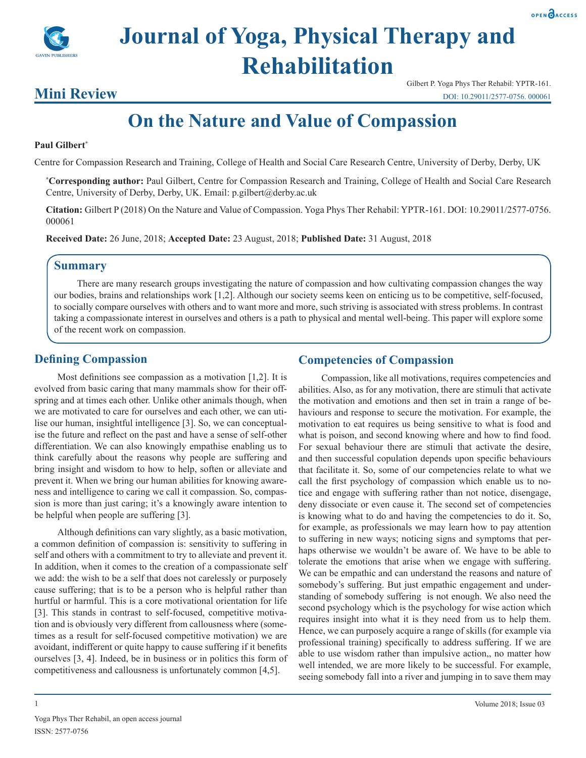# Journal of Yoga, Physical Therapy and Rehabilitation

## Mini Review

Gilbert P. Yoga Phys Ther Rehabil: YPTR-161.
DOI: 10.29011/2577-0756. 000061

# On the Nature and Value of Compassion

**Paul Gilbert***

Centre for Compassion Research and Training, College of Health and Social Care Research Centre, University of Derby, Derby, UK

***Corresponding author:** Paul Gilbert, Centre for Compassion Research and Training, College of Health and Social Care Research Centre, University of Derby, Derby, UK. Email: p.gilbert@derby.ac.uk

**Citation:** Gilbert P (2018) On the Nature and Value of Compassion. Yoga Phys Ther Rehabil: YPTR-161. DOI: 10.29011/2577-0756. 000061

**Received Date:** 26 June, 2018; **Accepted Date:** 23 August, 2018; **Published Date:** 31 August, 2018

## Summary

There are many research groups investigating the nature of compassion and how cultivating compassion changes the way our bodies, brains and relationships work [1,2]. Although our society seems keen on enticing us to be competitive, self-focused, to socially compare ourselves with others and to want more and more, such striving is associated with stress problems. In contrast taking a compassionate interest in ourselves and others is a path to physical and mental well-being. This paper will explore some of the recent work on compassion.

## Defining Compassion

Most definitions see compassion as a motivation [1,2]. It is evolved from basic caring that many mammals show for their offspring and at times each other. Unlike other animals though, when we are motivated to care for ourselves and each other, we can utilise our human, insightful intelligence [3]. So, we can conceptualise the future and reflect on the past and have a sense of self-other differentiation. We can also knowingly empathise enabling us to think carefully about the reasons why people are suffering and bring insight and wisdom to how to help, soften or alleviate and prevent it. When we bring our human abilities for knowing awareness and intelligence to caring we call it compassion. So, compassion is more than just caring; it's a knowingly aware intention to be helpful when people are suffering [3].

Although definitions can vary slightly, as a basic motivation, a common definition of compassion is: sensitivity to suffering in self and others with a commitment to try to alleviate and prevent it. In addition, when it comes to the creation of a compassionate self we add: the wish to be a self that does not carelessly or purposely cause suffering; that is to be a person who is helpful rather than hurtful or harmful. This is a core motivational orientation for life [3]. This stands in contrast to self-focused, competitive motivation and is obviously very different from callousness where (sometimes as a result for self-focused competitive motivation) we are avoidant, indifferent or quite happy to cause suffering if it benefits ourselves [3, 4]. Indeed, be in business or in politics this form of competitiveness and callousness is unfortunately common [4,5].

## Competencies of Compassion

Compassion, like all motivations, requires competencies and abilities. Also, as for any motivation, there are stimuli that activate the motivation and emotions and then set in train a range of behaviours and response to secure the motivation. For example, the motivation to eat requires us being sensitive to what is food and what is poison, and second knowing where and how to find food. For sexual behaviour there are stimuli that activate the desire, and then successful copulation depends upon specific behaviours that facilitate it. So, some of our competencies relate to what we call the first psychology of compassion which enable us to notice and engage with suffering rather than not notice, disengage, deny dissociate or even cause it. The second set of competencies is knowing what to do and having the competencies to do it. So, for example, as professionals we may learn how to pay attention to suffering in new ways; noticing signs and symptoms that perhaps otherwise we wouldn't be aware of. We have to be able to tolerate the emotions that arise when we engage with suffering. We can be empathic and can understand the reasons and nature of somebody's suffering. But just empathic engagement and understanding of somebody suffering is not enough. We also need the second psychology which is the psychology for wise action which requires insight into what it is they need from us to help them. Hence, we can purposely acquire a range of skills (for example via professional training) specifically to address suffering. If we are able to use wisdom rather than impulsive action,, no matter how well intended, we are more likely to be successful. For example, seeing somebody fall into a river and jumping in to save them may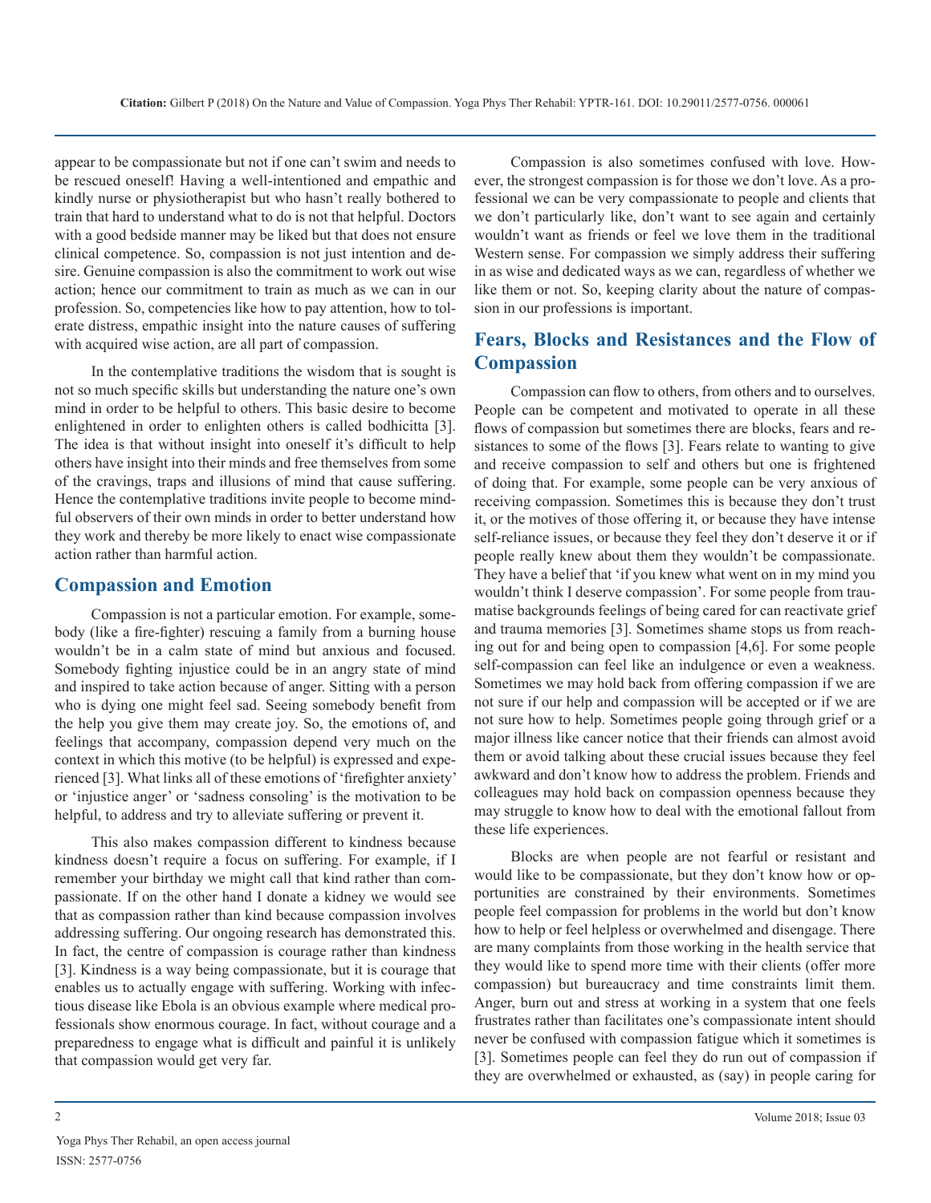appear to be compassionate but not if one can't swim and needs to be rescued oneself! Having a well-intentioned and empathic and kindly nurse or physiotherapist but who hasn't really bothered to train that hard to understand what to do is not that helpful. Doctors with a good bedside manner may be liked but that does not ensure clinical competence. So, compassion is not just intention and desire. Genuine compassion is also the commitment to work out wise action; hence our commitment to train as much as we can in our profession. So, competencies like how to pay attention, how to tolerate distress, empathic insight into the nature causes of suffering with acquired wise action, are all part of compassion.

In the contemplative traditions the wisdom that is sought is not so much specific skills but understanding the nature one's own mind in order to be helpful to others. This basic desire to become enlightened in order to enlighten others is called bodhicitta [3]. The idea is that without insight into oneself it's difficult to help others have insight into their minds and free themselves from some of the cravings, traps and illusions of mind that cause suffering. Hence the contemplative traditions invite people to become mindful observers of their own minds in order to better understand how they work and thereby be more likely to enact wise compassionate action rather than harmful action.

## Compassion and Emotion

Compassion is not a particular emotion. For example, somebody (like a fire-fighter) rescuing a family from a burning house wouldn't be in a calm state of mind but anxious and focused. Somebody fighting injustice could be in an angry state of mind and inspired to take action because of anger. Sitting with a person who is dying one might feel sad. Seeing somebody benefit from the help you give them may create joy. So, the emotions of, and feelings that accompany, compassion depend very much on the context in which this motive (to be helpful) is expressed and experienced [3]. What links all of these emotions of 'firefighter anxiety' or 'injustice anger' or 'sadness consoling' is the motivation to be helpful, to address and try to alleviate suffering or prevent it.

This also makes compassion different to kindness because kindness doesn't require a focus on suffering. For example, if I remember your birthday we might call that kind rather than compassionate. If on the other hand I donate a kidney we would see that as compassion rather than kind because compassion involves addressing suffering. Our ongoing research has demonstrated this. In fact, the centre of compassion is courage rather than kindness [3]. Kindness is a way being compassionate, but it is courage that enables us to actually engage with suffering. Working with infectious disease like Ebola is an obvious example where medical professionals show enormous courage. In fact, without courage and a preparedness to engage what is difficult and painful it is unlikely that compassion would get very far.

Compassion is also sometimes confused with love. However, the strongest compassion is for those we don't love. As a professional we can be very compassionate to people and clients that we don't particularly like, don't want to see again and certainly wouldn't want as friends or feel we love them in the traditional Western sense. For compassion we simply address their suffering in as wise and dedicated ways as we can, regardless of whether we like them or not. So, keeping clarity about the nature of compassion in our professions is important.

## Fears, Blocks and Resistances and the Flow of Compassion

Compassion can flow to others, from others and to ourselves. People can be competent and motivated to operate in all these flows of compassion but sometimes there are blocks, fears and resistances to some of the flows [3]. Fears relate to wanting to give and receive compassion to self and others but one is frightened of doing that. For example, some people can be very anxious of receiving compassion. Sometimes this is because they don't trust it, or the motives of those offering it, or because they have intense self-reliance issues, or because they feel they don't deserve it or if people really knew about them they wouldn't be compassionate. They have a belief that 'if you knew what went on in my mind you wouldn't think I deserve compassion'. For some people from traumatise backgrounds feelings of being cared for can reactivate grief and trauma memories [3]. Sometimes shame stops us from reaching out for and being open to compassion [4,6]. For some people self-compassion can feel like an indulgence or even a weakness. Sometimes we may hold back from offering compassion if we are not sure if our help and compassion will be accepted or if we are not sure how to help. Sometimes people going through grief or a major illness like cancer notice that their friends can almost avoid them or avoid talking about these crucial issues because they feel awkward and don't know how to address the problem. Friends and colleagues may hold back on compassion openness because they may struggle to know how to deal with the emotional fallout from these life experiences.

Blocks are when people are not fearful or resistant and would like to be compassionate, but they don't know how or opportunities are constrained by their environments. Sometimes people feel compassion for problems in the world but don't know how to help or feel helpless or overwhelmed and disengage. There are many complaints from those working in the health service that they would like to spend more time with their clients (offer more compassion) but bureaucracy and time constraints limit them. Anger, burn out and stress at working in a system that one feels frustrates rather than facilitates one's compassionate intent should never be confused with compassion fatigue which it sometimes is [3]. Sometimes people can feel they do run out of compassion if they are overwhelmed or exhausted, as (say) in people caring for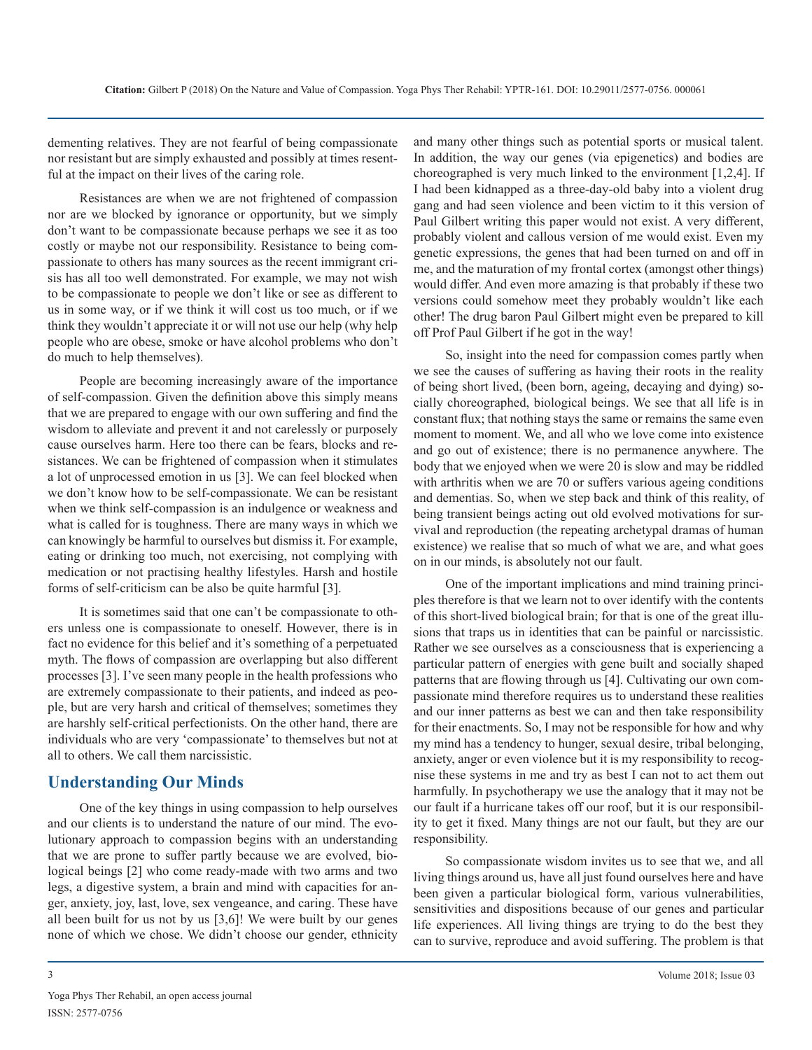dementing relatives. They are not fearful of being compassionate nor resistant but are simply exhausted and possibly at times resentful at the impact on their lives of the caring role.

Resistances are when we are not frightened of compassion nor are we blocked by ignorance or opportunity, but we simply don't want to be compassionate because perhaps we see it as too costly or maybe not our responsibility. Resistance to being compassionate to others has many sources as the recent immigrant crisis has all too well demonstrated. For example, we may not wish to be compassionate to people we don't like or see as different to us in some way, or if we think it will cost us too much, or if we think they wouldn't appreciate it or will not use our help (why help people who are obese, smoke or have alcohol problems who don't do much to help themselves).

People are becoming increasingly aware of the importance of self-compassion. Given the definition above this simply means that we are prepared to engage with our own suffering and find the wisdom to alleviate and prevent it and not carelessly or purposely cause ourselves harm. Here too there can be fears, blocks and resistances. We can be frightened of compassion when it stimulates a lot of unprocessed emotion in us [3]. We can feel blocked when we don't know how to be self-compassionate. We can be resistant when we think self-compassion is an indulgence or weakness and what is called for is toughness. There are many ways in which we can knowingly be harmful to ourselves but dismiss it. For example, eating or drinking too much, not exercising, not complying with medication or not practising healthy lifestyles. Harsh and hostile forms of self-criticism can be also be quite harmful [3].

It is sometimes said that one can't be compassionate to others unless one is compassionate to oneself. However, there is in fact no evidence for this belief and it's something of a perpetuated myth. The flows of compassion are overlapping but also different processes [3]. I've seen many people in the health professions who are extremely compassionate to their patients, and indeed as people, but are very harsh and critical of themselves; sometimes they are harshly self-critical perfectionists. On the other hand, there are individuals who are very 'compassionate' to themselves but not at all to others. We call them narcissistic.

## Understanding Our Minds

One of the key things in using compassion to help ourselves and our clients is to understand the nature of our mind. The evolutionary approach to compassion begins with an understanding that we are prone to suffer partly because we are evolved, biological beings [2] who come ready-made with two arms and two legs, a digestive system, a brain and mind with capacities for anger, anxiety, joy, last, love, sex vengeance, and caring. These have all been built for us not by us [3,6]! We were built by our genes none of which we chose. We didn't choose our gender, ethnicity and many other things such as potential sports or musical talent. In addition, the way our genes (via epigenetics) and bodies are choreographed is very much linked to the environment [1,2,4]. If I had been kidnapped as a three-day-old baby into a violent drug gang and had seen violence and been victim to it this version of Paul Gilbert writing this paper would not exist. A very different, probably violent and callous version of me would exist. Even my genetic expressions, the genes that had been turned on and off in me, and the maturation of my frontal cortex (amongst other things) would differ. And even more amazing is that probably if these two versions could somehow meet they probably wouldn't like each other! The drug baron Paul Gilbert might even be prepared to kill off Prof Paul Gilbert if he got in the way!

So, insight into the need for compassion comes partly when we see the causes of suffering as having their roots in the reality of being short lived, (been born, ageing, decaying and dying) socially choreographed, biological beings. We see that all life is in constant flux; that nothing stays the same or remains the same even moment to moment. We, and all who we love come into existence and go out of existence; there is no permanence anywhere. The body that we enjoyed when we were 20 is slow and may be riddled with arthritis when we are 70 or suffers various ageing conditions and dementias. So, when we step back and think of this reality, of being transient beings acting out old evolved motivations for survival and reproduction (the repeating archetypal dramas of human existence) we realise that so much of what we are, and what goes on in our minds, is absolutely not our fault.

One of the important implications and mind training principles therefore is that we learn not to over identify with the contents of this short-lived biological brain; for that is one of the great illusions that traps us in identities that can be painful or narcissistic. Rather we see ourselves as a consciousness that is experiencing a particular pattern of energies with gene built and socially shaped patterns that are flowing through us [4]. Cultivating our own compassionate mind therefore requires us to understand these realities and our inner patterns as best we can and then take responsibility for their enactments. So, I may not be responsible for how and why my mind has a tendency to hunger, sexual desire, tribal belonging, anxiety, anger or even violence but it is my responsibility to recognise these systems in me and try as best I can not to act them out harmfully. In psychotherapy we use the analogy that it may not be our fault if a hurricane takes off our roof, but it is our responsibility to get it fixed. Many things are not our fault, but they are our responsibility.

So compassionate wisdom invites us to see that we, and all living things around us, have all just found ourselves here and have been given a particular biological form, various vulnerabilities, sensitivities and dispositions because of our genes and particular life experiences. All living things are trying to do the best they can to survive, reproduce and avoid suffering. The problem is that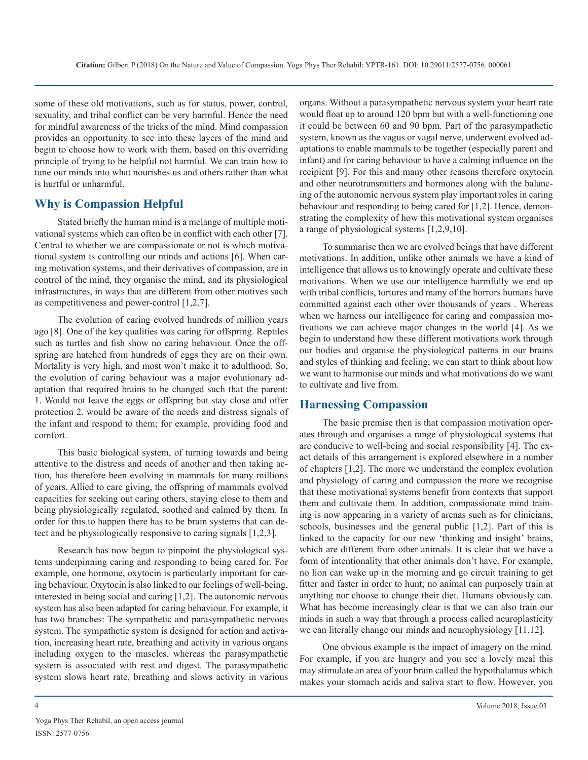some of these old motivations, such as for status, power, control, sexuality, and tribal conflict can be very harmful. Hence the need for mindful awareness of the tricks of the mind. Mind compassion provides an opportunity to see into these layers of the mind and begin to choose how to work with them, based on this overriding principle of trying to be helpful not harmful. We can train how to tune our minds into what nourishes us and others rather than what is hurtful or unharmful.

## Why is Compassion Helpful

Stated briefly the human mind is a melange of multiple motivational systems which can often be in conflict with each other [7]. Central to whether we are compassionate or not is which motivational system is controlling our minds and actions [6]. When caring motivation systems, and their derivatives of compassion, are in control of the mind, they organise the mind, and its physiological infrastructures, in ways that are different from other motives such as competitiveness and power-control [1,2,7].

The evolution of caring evolved hundreds of million years ago [8]. One of the key qualities was caring for offspring. Reptiles such as turtles and fish show no caring behaviour. Once the offspring are hatched from hundreds of eggs they are on their own. Mortality is very high, and most won't make it to adulthood. So, the evolution of caring behaviour was a major evolutionary adaptation that required brains to be changed such that the parent: 1. Would not leave the eggs or offspring but stay close and offer protection 2. would be aware of the needs and distress signals of the infant and respond to them; for example, providing food and comfort.

This basic biological system, of turning towards and being attentive to the distress and needs of another and then taking action, has therefore been evolving in mammals for many millions of years. Allied to care giving, the offspring of mammals evolved capacities for seeking out caring others, staying close to them and being physiologically regulated, soothed and calmed by them. In order for this to happen there has to be brain systems that can detect and be physiologically responsive to caring signals [1,2,3].

Research has now begun to pinpoint the physiological systems underpinning caring and responding to being cared for. For example, one hormone, oxytocin is particularly important for caring behaviour. Oxytocin is also linked to our feelings of well-being, interested in being social and caring [1,2]. The autonomic nervous system has also been adapted for caring behaviour. For example, it has two branches: The sympathetic and parasympathetic nervous system. The sympathetic system is designed for action and activation, increasing heart rate, breathing and activity in various organs including oxygen to the muscles, whereas the parasympathetic system is associated with rest and digest. The parasympathetic system slows heart rate, breathing and slows activity in various organs. Without a parasympathetic nervous system your heart rate would float up to around 120 bpm but with a well-functioning one it could be between 60 and 90 bpm. Part of the parasympathetic system, known as the vagus or vagal nerve, underwent evolved adaptations to enable mammals to be together (especially parent and infant) and for caring behaviour to have a calming influence on the recipient [9]. For this and many other reasons therefore oxytocin and other neurotransmitters and hormones along with the balancing of the autonomic nervous system play important roles in caring behaviour and responding to being cared for [1,2]. Hence, demonstrating the complexity of how this motivational system organises a range of physiological systems [1,2,9,10].

To summarise then we are evolved beings that have different motivations. In addition, unlike other animals we have a kind of intelligence that allows us to knowingly operate and cultivate these motivations. When we use our intelligence harmfully we end up with tribal conflicts, tortures and many of the horrors humans have committed against each other over thousands of years . Whereas when we harness our intelligence for caring and compassion motivations we can achieve major changes in the world [4]. As we begin to understand how these different motivations work through our bodies and organise the physiological patterns in our brains and styles of thinking and feeling, we can start to think about how we want to harmonise our minds and what motivations do we want to cultivate and live from.

## Harnessing Compassion

The basic premise then is that compassion motivation operates through and organises a range of physiological systems that are conducive to well-being and social responsibility [4]. The exact details of this arrangement is explored elsewhere in a number of chapters [1,2]. The more we understand the complex evolution and physiology of caring and compassion the more we recognise that these motivational systems benefit from contexts that support them and cultivate them. In addition, compassionate mind training is now appearing in a variety of arenas such as for clinicians, schools, businesses and the general public [1,2]. Part of this is linked to the capacity for our new 'thinking and insight' brains, which are different from other animals. It is clear that we have a form of intentionality that other animals don't have. For example, no lion can wake up in the morning and go circuit training to get fitter and faster in order to hunt; no animal can purposely train at anything nor choose to change their diet. Humans obviously can. What has become increasingly clear is that we can also train our minds in such a way that through a process called neuroplasticity we can literally change our minds and neurophysiology [11,12].

One obvious example is the impact of imagery on the mind. For example, if you are hungry and you see a lovely meal this may stimulate an area of your brain called the hypothalamus which makes your stomach acids and saliva start to flow. However, you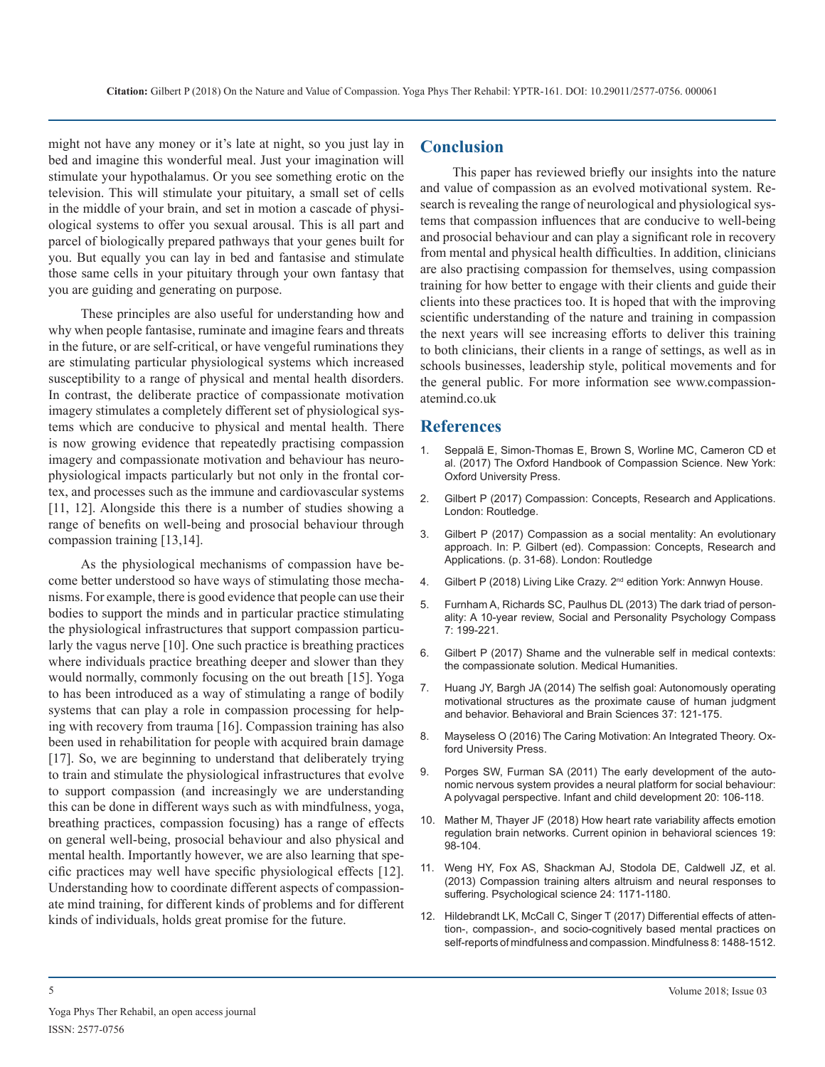might not have any money or it's late at night, so you just lay in bed and imagine this wonderful meal. Just your imagination will stimulate your hypothalamus. Or you see something erotic on the television. This will stimulate your pituitary, a small set of cells in the middle of your brain, and set in motion a cascade of physiological systems to offer you sexual arousal. This is all part and parcel of biologically prepared pathways that your genes built for you. But equally you can lay in bed and fantasise and stimulate those same cells in your pituitary through your own fantasy that you are guiding and generating on purpose.

These principles are also useful for understanding how and why when people fantasise, ruminate and imagine fears and threats in the future, or are self-critical, or have vengeful ruminations they are stimulating particular physiological systems which increased susceptibility to a range of physical and mental health disorders. In contrast, the deliberate practice of compassionate motivation imagery stimulates a completely different set of physiological systems which are conducive to physical and mental health. There is now growing evidence that repeatedly practising compassion imagery and compassionate motivation and behaviour has neurophysiological impacts particularly but not only in the frontal cortex, and processes such as the immune and cardiovascular systems [11, 12]. Alongside this there is a number of studies showing a range of benefits on well-being and prosocial behaviour through compassion training [13,14].

As the physiological mechanisms of compassion have become better understood so have ways of stimulating those mechanisms. For example, there is good evidence that people can use their bodies to support the minds and in particular practice stimulating the physiological infrastructures that support compassion particularly the vagus nerve [10]. One such practice is breathing practices where individuals practice breathing deeper and slower than they would normally, commonly focusing on the out breath [15]. Yoga to has been introduced as a way of stimulating a range of bodily systems that can play a role in compassion processing for helping with recovery from trauma [16]. Compassion training has also been used in rehabilitation for people with acquired brain damage [17]. So, we are beginning to understand that deliberately trying to train and stimulate the physiological infrastructures that evolve to support compassion (and increasingly we are understanding this can be done in different ways such as with mindfulness, yoga, breathing practices, compassion focusing) has a range of effects on general well-being, prosocial behaviour and also physical and mental health. Importantly however, we are also learning that specific practices may well have specific physiological effects [12]. Understanding how to coordinate different aspects of compassionate mind training, for different kinds of problems and for different kinds of individuals, holds great promise for the future.

## Conclusion

This paper has reviewed briefly our insights into the nature and value of compassion as an evolved motivational system. Research is revealing the range of neurological and physiological systems that compassion influences that are conducive to well-being and prosocial behaviour and can play a significant role in recovery from mental and physical health difficulties. In addition, clinicians are also practising compassion for themselves, using compassion training for how better to engage with their clients and guide their clients into these practices too. It is hoped that with the improving scientific understanding of the nature and training in compassion the next years will see increasing efforts to deliver this training to both clinicians, their clients in a range of settings, as well as in schools businesses, leadership style, political movements and for the general public. For more information see www.compassionatemind.co.uk

## References

1. Seppälä E, Simon-Thomas E, Brown S, Worline MC, Cameron CD et al. (2017) The Oxford Handbook of Compassion Science. New York: Oxford University Press.
2. Gilbert P (2017) Compassion: Concepts, Research and Applications. London: Routledge.
3. Gilbert P (2017) Compassion as a social mentality: An evolutionary approach. In: P. Gilbert (ed). Compassion: Concepts, Research and Applications. (p. 31-68). London: Routledge
4. Gilbert P (2018) Living Like Crazy. 2nd edition York: Annwyn House.
5. Furnham A, Richards SC, Paulhus DL (2013) The dark triad of personality: A 10-year review, Social and Personality Psychology Compass 7: 199-221.
6. Gilbert P (2017) Shame and the vulnerable self in medical contexts: the compassionate solution. Medical Humanities.
7. Huang JY, Bargh JA (2014) The selfish goal: Autonomously operating motivational structures as the proximate cause of human judgment and behavior. Behavioral and Brain Sciences 37: 121-175.
8. Mayseless O (2016) The Caring Motivation: An Integrated Theory. Oxford University Press.
9. Porges SW, Furman SA (2011) The early development of the autonomic nervous system provides a neural platform for social behaviour: A polyvagal perspective. Infant and child development 20: 106-118.
10. Mather M, Thayer JF (2018) How heart rate variability affects emotion regulation brain networks. Current opinion in behavioral sciences 19: 98-104.
11. Weng HY, Fox AS, Shackman AJ, Stodola DE, Caldwell JZ, et al. (2013) Compassion training alters altruism and neural responses to suffering. Psychological science 24: 1171-1180.
12. Hildebrandt LK, McCall C, Singer T (2017) Differential effects of attention-, compassion-, and socio-cognitively based mental practices on self-reports of mindfulness and compassion. Mindfulness 8: 1488-1512.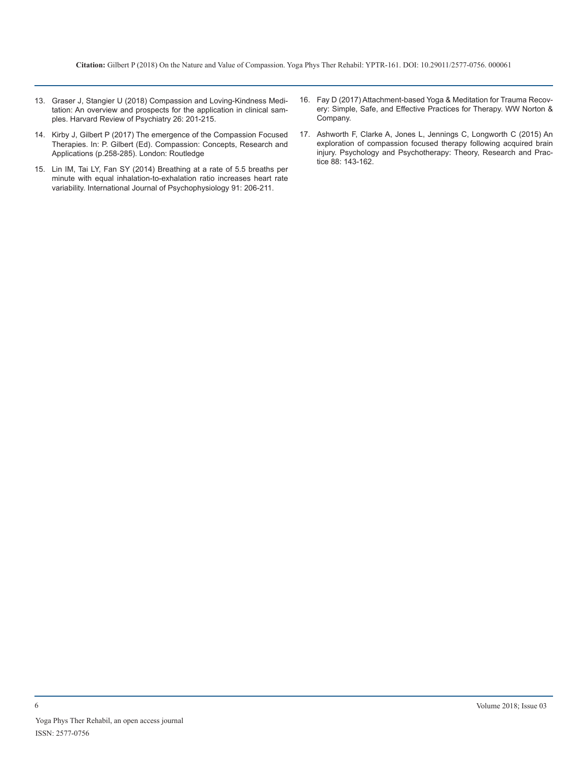13. Graser J, Stangier U (2018) Compassion and Loving-Kindness Meditation: An overview and prospects for the application in clinical samples. Harvard Review of Psychiatry 26: 201-215.

14. Kirby J, Gilbert P (2017) The emergence of the Compassion Focused Therapies. In: P. Gilbert (Ed). Compassion: Concepts, Research and Applications (p.258-285). London: Routledge

15. Lin IM, Tai LY, Fan SY (2014) Breathing at a rate of 5.5 breaths per minute with equal inhalation-to-exhalation ratio increases heart rate variability. International Journal of Psychophysiology 91: 206-211.

16. Fay D (2017) Attachment-based Yoga & Meditation for Trauma Recovery: Simple, Safe, and Effective Practices for Therapy. WW Norton & Company.

17. Ashworth F, Clarke A, Jones L, Jennings C, Longworth C (2015) An exploration of compassion focused therapy following acquired brain injury. Psychology and Psychotherapy: Theory, Research and Practice 88: 143-162.